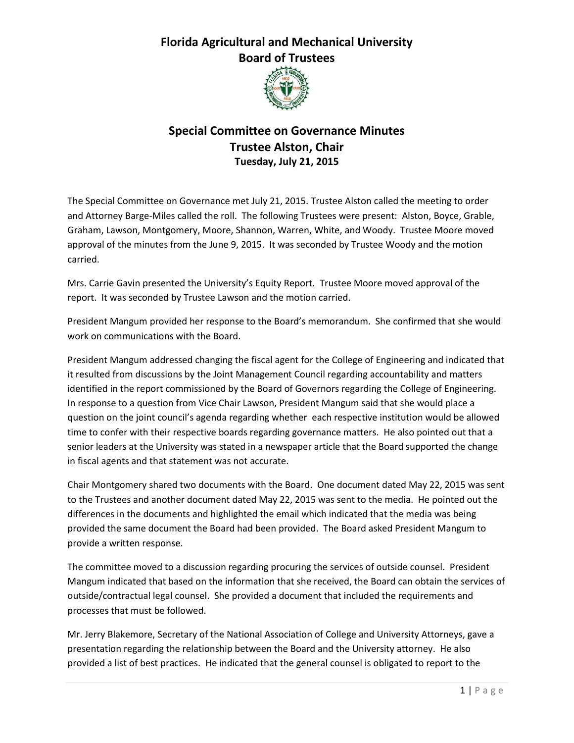# Florida Agricultural and Mechanical University
# Board of Trustees

## Special Committee on Governance Minutes
## Trustee Alston, Chair
### Tuesday, July 21, 2015

The Special Committee on Governance met July 21, 2015. Trustee Alston called the meeting to order and Attorney Barge-Miles called the roll. The following Trustees were present: Alston, Boyce, Grable, Graham, Lawson, Montgomery, Moore, Shannon, Warren, White, and Woody. Trustee Moore moved approval of the minutes from the June 9, 2015. It was seconded by Trustee Woody and the motion carried.

Mrs. Carrie Gavin presented the University's Equity Report. Trustee Moore moved approval of the report. It was seconded by Trustee Lawson and the motion carried.

President Mangum provided her response to the Board's memorandum. She confirmed that she would work on communications with the Board.

President Mangum addressed changing the fiscal agent for the College of Engineering and indicated that it resulted from discussions by the Joint Management Council regarding accountability and matters identified in the report commissioned by the Board of Governors regarding the College of Engineering. In response to a question from Vice Chair Lawson, President Mangum said that she would place a question on the joint council's agenda regarding whether each respective institution would be allowed time to confer with their respective boards regarding governance matters. He also pointed out that a senior leaders at the University was stated in a newspaper article that the Board supported the change in fiscal agents and that statement was not accurate.

Chair Montgomery shared two documents with the Board. One document dated May 22, 2015 was sent to the Trustees and another document dated May 22, 2015 was sent to the media. He pointed out the differences in the documents and highlighted the email which indicated that the media was being provided the same document the Board had been provided. The Board asked President Mangum to provide a written response.

The committee moved to a discussion regarding procuring the services of outside counsel. President Mangum indicated that based on the information that she received, the Board can obtain the services of outside/contractual legal counsel. She provided a document that included the requirements and processes that must be followed.

Mr. Jerry Blakemore, Secretary of the National Association of College and University Attorneys, gave a presentation regarding the relationship between the Board and the University attorney. He also provided a list of best practices. He indicated that the general counsel is obligated to report to the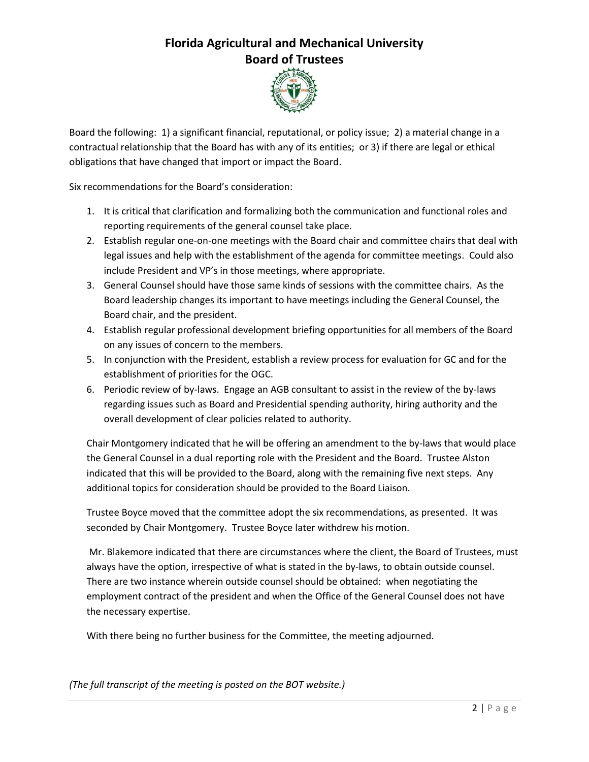Board the following: 1) a significant financial, reputational, or policy issue; 2) a material change in a contractual relationship that the Board has with any of its entities; or 3) if there are legal or ethical obligations that have changed that import or impact the Board.

Six recommendations for the Board's consideration:

1. It is critical that clarification and formalizing both the communication and functional roles and reporting requirements of the general counsel take place.
2. Establish regular one-on-one meetings with the Board chair and committee chairs that deal with legal issues and help with the establishment of the agenda for committee meetings. Could also include President and VP's in those meetings, where appropriate.
3. General Counsel should have those same kinds of sessions with the committee chairs. As the Board leadership changes its important to have meetings including the General Counsel, the Board chair, and the president.
4. Establish regular professional development briefing opportunities for all members of the Board on any issues of concern to the members.
5. In conjunction with the President, establish a review process for evaluation for GC and for the establishment of priorities for the OGC.
6. Periodic review of by-laws. Engage an AGB consultant to assist in the review of the by-laws regarding issues such as Board and Presidential spending authority, hiring authority and the overall development of clear policies related to authority.

Chair Montgomery indicated that he will be offering an amendment to the by-laws that would place the General Counsel in a dual reporting role with the President and the Board. Trustee Alston indicated that this will be provided to the Board, along with the remaining five next steps. Any additional topics for consideration should be provided to the Board Liaison.

Trustee Boyce moved that the committee adopt the six recommendations, as presented. It was seconded by Chair Montgomery. Trustee Boyce later withdrew his motion.

Mr. Blakemore indicated that there are circumstances where the client, the Board of Trustees, must always have the option, irrespective of what is stated in the by-laws, to obtain outside counsel. There are two instance wherein outside counsel should be obtained: when negotiating the employment contract of the president and when the Office of the General Counsel does not have the necessary expertise.

With there being no further business for the Committee, the meeting adjourned.

*(The full transcript of the meeting is posted on the BOT website.)*